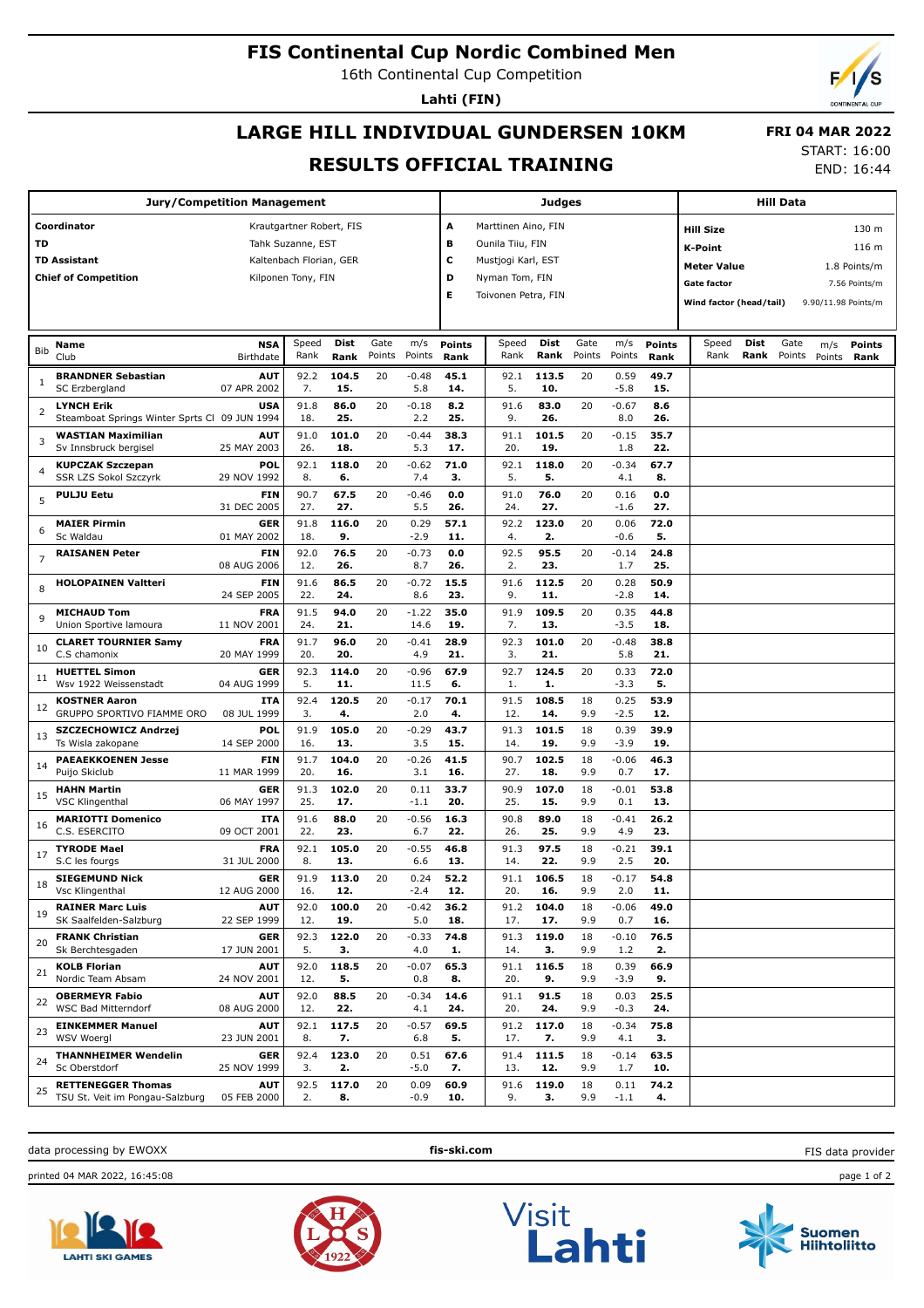# FIS Continental Cup Nordic Combined Men

16th Continental Cup Competition

**Lahti (FIN)**

## LARGE HILL INDIVIDUAL GUNDERSEN 10KM

## RESULTS OFFICIAL TRAINING

**FRI 04 MAR 2022**

START: 16:00

END: 16:44

| Jury/Competition Management | |
|---|---|
| Coordinator | Krautgartner Robert, FIS |
| TD | Tahk Suzanne, EST |
| TD Assistant | Kaltenbach Florian, GER |
| Chief of Competition | Kilponen Tony, FIN |

| Judges | |
|---|---|
| A | Marttinen Aino, FIN |
| B | Ounila Tiiu, FIN |
| C | Mustjogi Karl, EST |
| D | Nyman Tom, FIN |
| E | Toivonen Petra, FIN |

| Hill Data | |
|---|---|
| Hill Size | 130 m |
| K-Point | 116 m |
| Meter Value | 1.8 Points/m |
| Gate factor | 7.56 Points/m |
| Wind factor (head/tail) | 9.90/11.98 Points/m |

| Bib | Name / Club | NSA / Birthdate | Speed Rank | Dist Rank | Gate Points | m/s Points | Points Rank | Speed Rank | Dist Rank | Gate Points | m/s Points | Points Rank | Speed Rank | Dist Rank | Gate Points | m/s Points | Points Rank |
|---|---|---|---|---|---|---|---|---|---|---|---|---|---|---|---|---|---|
| 1 | **BRANDNER Sebastian** SC Erzbergland | **AUT** 07 APR 2002 | 92.2 7. | **104.5** **15.** | 20 | -0.48 5.8 | **45.1** **14.** | 92.1 5. | **113.5** **10.** | 20 | 0.59 -5.8 | **49.7** **15.** | | | | | |
| 2 | **LYNCH Erik** Steamboat Springs Winter Sprts Cl | **USA** 09 JUN 1994 | 91.8 18. | **86.0** **25.** | 20 | -0.18 2.2 | **8.2** **25.** | 91.6 9. | **83.0** **26.** | 20 | -0.67 8.0 | **8.6** **26.** | | | | | |
| 3 | **WASTIAN Maximilian** Sv Innsbruck bergisel | **AUT** 25 MAY 2003 | 91.0 26. | **101.0** **18.** | 20 | -0.44 5.3 | **38.3** **17.** | 91.1 20. | **101.5** **19.** | 20 | -0.15 1.8 | **35.7** **22.** | | | | | |
| 4 | **KUPCZAK Szczepan** SSR LZS Sokol Szczyrk | **POL** 29 NOV 1992 | 92.1 8. | **118.0** **6.** | 20 | -0.62 7.4 | **71.0** **3.** | 92.1 5. | **118.0** **5.** | 20 | -0.34 4.1 | **67.7** **8.** | | | | | |
| 5 | **PULJU Eetu** | **FIN** 31 DEC 2005 | 90.7 27. | **67.5** **27.** | 20 | -0.46 5.5 | **0.0** **26.** | 91.0 24. | **76.0** **27.** | 20 | 0.16 -1.6 | **0.0** **27.** | | | | | |
| 6 | **MAIER Pirmin** Sc Waldau | **GER** 01 MAY 2002 | 91.8 18. | **116.0** **9.** | 20 | 0.29 -2.9 | **57.1** **11.** | 92.2 4. | **123.0** **2.** | 20 | 0.06 -0.6 | **72.0** **5.** | | | | | |
| 7 | **RAISANEN Peter** | **FIN** 08 AUG 2006 | 92.0 12. | **76.5** **26.** | 20 | -0.73 8.7 | **0.0** **26.** | 92.5 2. | **95.5** **23.** | 20 | -0.14 1.7 | **24.8** **25.** | | | | | |
| 8 | **HOLOPAINEN Valtteri** | **FIN** 24 SEP 2005 | 91.6 22. | **86.5** **24.** | 20 | -0.72 8.6 | **15.5** **23.** | 91.6 9. | **112.5** **11.** | 20 | 0.28 -2.8 | **50.9** **14.** | | | | | |
| 9 | **MICHAUD Tom** Union Sportive lamoura | **FRA** 11 NOV 2001 | 91.5 24. | **94.0** **21.** | 20 | -1.22 14.6 | **35.0** **19.** | 91.9 7. | **109.5** **13.** | 20 | 0.35 -3.5 | **44.8** **18.** | | | | | |
| 10 | **CLARET TOURNIER Samy** C.S chamonix | **FRA** 20 MAY 1999 | 91.7 20. | **96.0** **20.** | 20 | -0.41 4.9 | **28.9** **21.** | 92.3 3. | **101.0** **21.** | 20 | -0.48 5.8 | **38.8** **21.** | | | | | |
| 11 | **HUETTEL Simon** Wsv 1922 Weissenstadt | **GER** 04 AUG 1999 | 92.3 5. | **114.0** **11.** | 20 | -0.96 11.5 | **67.9** **6.** | 92.7 1. | **124.5** **1.** | 20 | 0.33 -3.3 | **72.0** **5.** | | | | | |
| 12 | **KOSTNER Aaron** GRUPPO SPORTIVO FIAMME ORO | **ITA** 08 JUL 1999 | 92.4 3. | **120.5** **4.** | 20 | -0.17 2.0 | **70.1** **4.** | 91.5 12. | **108.5** **14.** | 18 9.9 | 0.25 -2.5 | **53.9** **12.** | | | | | |
| 13 | **SZCZECHOWICZ Andrzej** Ts Wisla zakopane | **POL** 14 SEP 2000 | 91.9 16. | **105.0** **13.** | 20 | -0.29 3.5 | **43.7** **15.** | 91.3 14. | **101.5** **19.** | 18 9.9 | 0.39 -3.9 | **39.9** **19.** | | | | | |
| 14 | **PAEAEKKOENEN Jesse** Puijo Skiclub | **FIN** 11 MAR 1999 | 91.7 20. | **104.0** **16.** | 20 | -0.26 3.1 | **41.5** **16.** | 90.7 27. | **102.5** **18.** | 18 9.9 | -0.06 0.7 | **46.3** **17.** | | | | | |
| 15 | **HAHN Martin** VSC Klingenthal | **GER** 06 MAY 1997 | 91.3 25. | **102.0** **17.** | 20 | 0.11 -1.1 | **33.7** **20.** | 90.9 25. | **107.0** **15.** | 18 9.9 | -0.01 0.1 | **53.8** **13.** | | | | | |
| 16 | **MARIOTTI Domenico** C.S. ESERCITO | **ITA** 09 OCT 2001 | 91.6 22. | **88.0** **23.** | 20 | -0.56 6.7 | **16.3** **22.** | 90.8 26. | **89.0** **25.** | 18 9.9 | -0.41 4.9 | **26.2** **23.** | | | | | |
| 17 | **TYRODE Mael** S.C les fourgs | **FRA** 31 JUL 2000 | 92.1 8. | **105.0** **13.** | 20 | -0.55 6.6 | **46.8** **13.** | 91.3 14. | **97.5** **22.** | 18 9.9 | -0.21 2.5 | **39.1** **20.** | | | | | |
| 18 | **SIEGEMUND Nick** Vsc Klingenthal | **GER** 12 AUG 2000 | 91.9 16. | **113.0** **12.** | 20 | 0.24 -2.4 | **52.2** **12.** | 91.1 20. | **106.5** **16.** | 18 9.9 | -0.17 2.0 | **54.8** **11.** | | | | | |
| 19 | **RAINER Marc Luis** SK Saalfelden-Salzburg | **AUT** 22 SEP 1999 | 92.0 12. | **100.0** **19.** | 20 | -0.42 5.0 | **36.2** **18.** | 91.2 17. | **104.0** **17.** | 18 9.9 | -0.06 0.7 | **49.0** **16.** | | | | | |
| 20 | **FRANK Christian** Sk Berchtesgaden | **GER** 17 JUN 2001 | 92.3 5. | **122.0** **3.** | 20 | -0.33 4.0 | **74.8** **1.** | 91.3 14. | **119.0** **3.** | 18 9.9 | -0.10 1.2 | **76.5** **2.** | | | | | |
| 21 | **KOLB Florian** Nordic Team Absam | **AUT** 24 NOV 2001 | 92.0 12. | **118.5** **5.** | 20 | -0.07 0.8 | **65.3** **8.** | 91.1 20. | **116.5** **9.** | 18 9.9 | 0.39 -3.9 | **66.9** **9.** | | | | | |
| 22 | **OBERMEYR Fabio** WSC Bad Mitterndorf | **AUT** 08 AUG 2000 | 92.0 12. | **88.5** **22.** | 20 | -0.34 4.1 | **14.6** **24.** | 91.1 20. | **91.5** **24.** | 18 9.9 | 0.03 -0.3 | **25.5** **24.** | | | | | |
| 23 | **EINKEMMER Manuel** WSV Woergl | **AUT** 23 JUN 2001 | 92.1 8. | **117.5** **7.** | 20 | -0.57 6.8 | **69.5** **5.** | 91.2 17. | **117.0** **7.** | 18 9.9 | -0.34 4.1 | **75.8** **3.** | | | | | |
| 24 | **THANNHEIMER Wendelin** Sc Oberstdorf | **GER** 25 NOV 1999 | 92.4 3. | **123.0** **2.** | 20 | 0.51 -5.0 | **67.6** **7.** | 91.4 13. | **111.5** **12.** | 18 9.9 | -0.14 1.7 | **63.5** **10.** | | | | | |
| 25 | **RETTENEGGER Thomas** TSU St. Veit im Pongau-Salzburg | **AUT** 05 FEB 2000 | 92.5 2. | **117.0** **8.** | 20 | 0.09 -0.9 | **60.9** **10.** | 91.6 9. | **119.0** **3.** | 18 9.9 | 0.11 -1.1 | **74.2** **4.** | | | | | |

data processing by EWOXX | **fis-ski.com** | FIS data provider

printed 04 MAR 2022, 16:45:08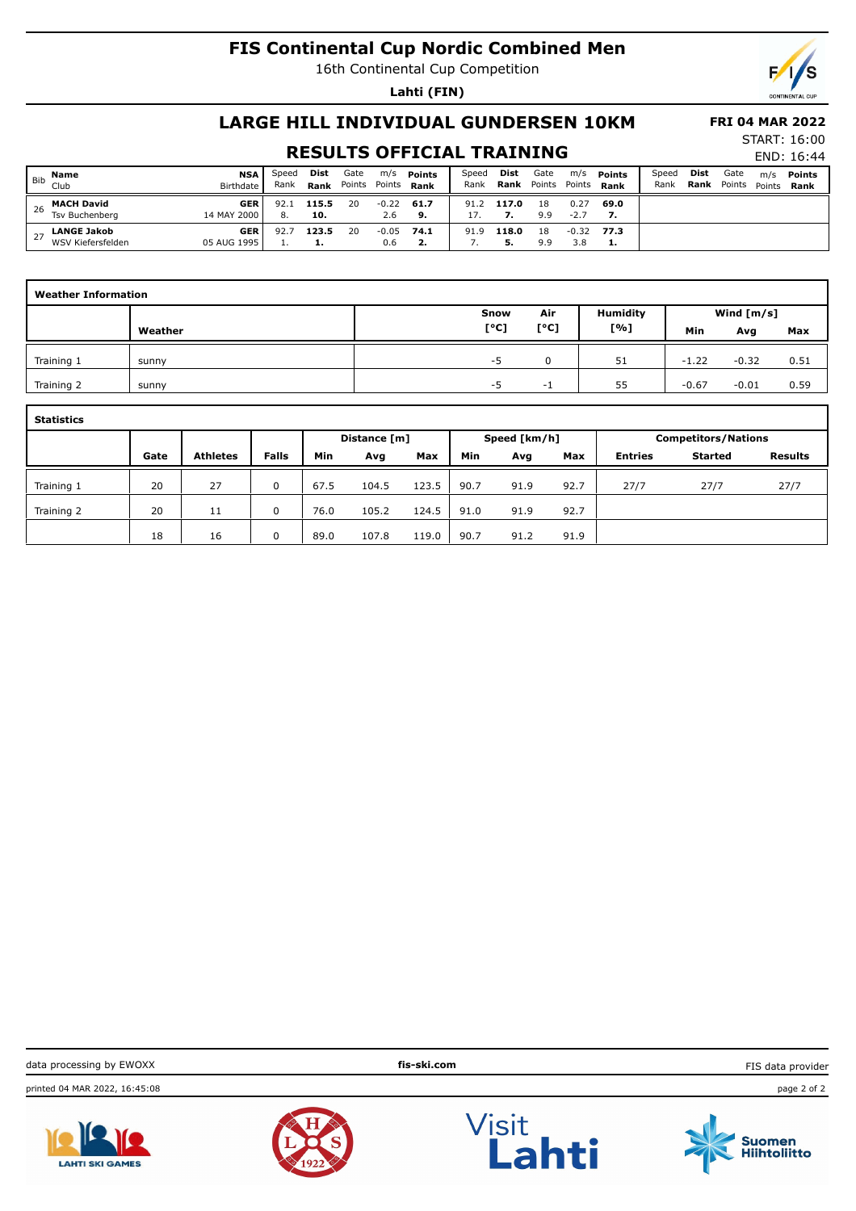# FIS Continental Cup Nordic Combined Men

16th Continental Cup Competition

**Lahti (FIN)**

## LARGE HILL INDIVIDUAL GUNDERSEN 10KM

**FRI 04 MAR 2022**

START: 16:00

END: 16:44

## RESULTS OFFICIAL TRAINING

| Bib | Name / Club | NSA / Birthdate | Speed Rank | Dist Rank | Gate Points | m/s Points | Points Rank | Speed Rank | Dist Rank | Gate Points | m/s Points | Points Rank | Speed Rank | Dist Rank | Gate Points | m/s Points | Points Rank |
|---|---|---|---|---|---|---|---|---|---|---|---|---|---|---|---|---|---|
| 26 | **MACH David** Tsv Buchenberg | **GER** 14 MAY 2000 | 92.1 8. | **115.5** **10.** | 20 | -0.22 2.6 | **61.7** **9.** | 91.2 17. | **117.0** **7.** | 18 9.9 | 0.27 -2.7 | **69.0** **7.** | | | | | |
| 27 | **LANGE Jakob** WSV Kiefersfelden | **GER** 05 AUG 1995 | 92.7 1. | **123.5** **1.** | 20 | -0.05 0.6 | **74.1** **2.** | 91.9 7. | **118.0** **5.** | 18 9.9 | -0.32 3.8 | **77.3** **1.** | | | | | |

### Weather Information

| | Weather | Snow [°C] | Air [°C] | Humidity [%] | Wind [m/s] Min | Avg | Max |
|---|---|---|---|---|---|---|---|
| Training 1 | sunny | -5 | 0 | 51 | -1.22 | -0.32 | 0.51 |
| Training 2 | sunny | -5 | -1 | 55 | -0.67 | -0.01 | 0.59 |

### Statistics

| | Gate | Athletes | Falls | Distance [m] Min | Avg | Max | Speed [km/h] Min | Avg | Max | Competitors/Nations Entries | Started | Results |
|---|---|---|---|---|---|---|---|---|---|---|---|---|
| Training 1 | 20 | 27 | 0 | 67.5 | 104.5 | 123.5 | 90.7 | 91.9 | 92.7 | 27/7 | 27/7 | 27/7 |
| Training 2 | 20 | 11 | 0 | 76.0 | 105.2 | 124.5 | 91.0 | 91.9 | 92.7 | | | |
| | 18 | 16 | 0 | 89.0 | 107.8 | 119.0 | 90.7 | 91.2 | 91.9 | | | |

data processing by EWOXX | fis-ski.com | FIS data provider

printed 04 MAR 2022, 16:45:08